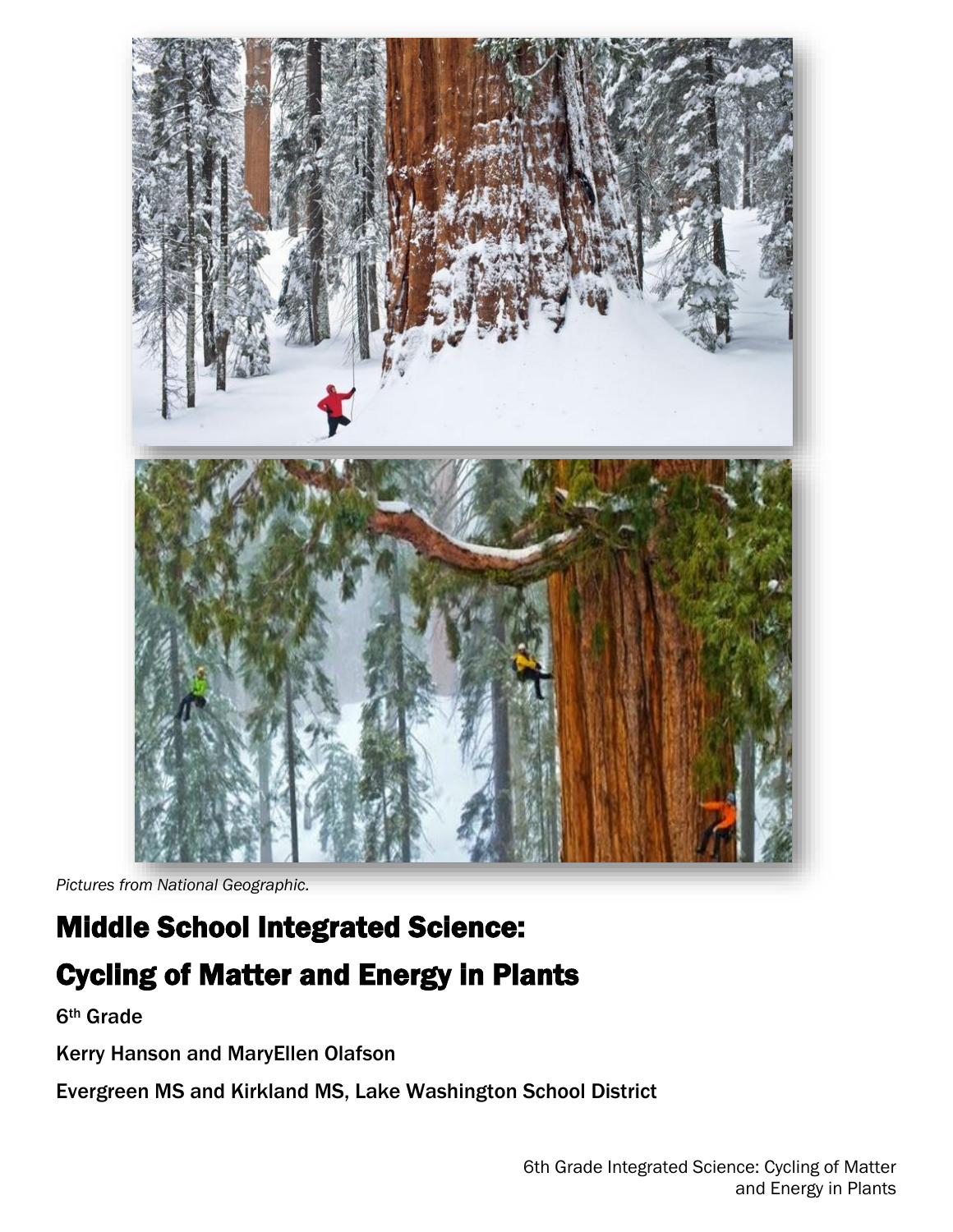*Pictures from National Geographic.*

# Middle School Integrated Science:

# Cycling of Matter and Energy in Plants

**6th Grade**

**Kerry Hanson and MaryEllen Olafson**

**Evergreen MS and Kirkland MS, Lake Washington School District**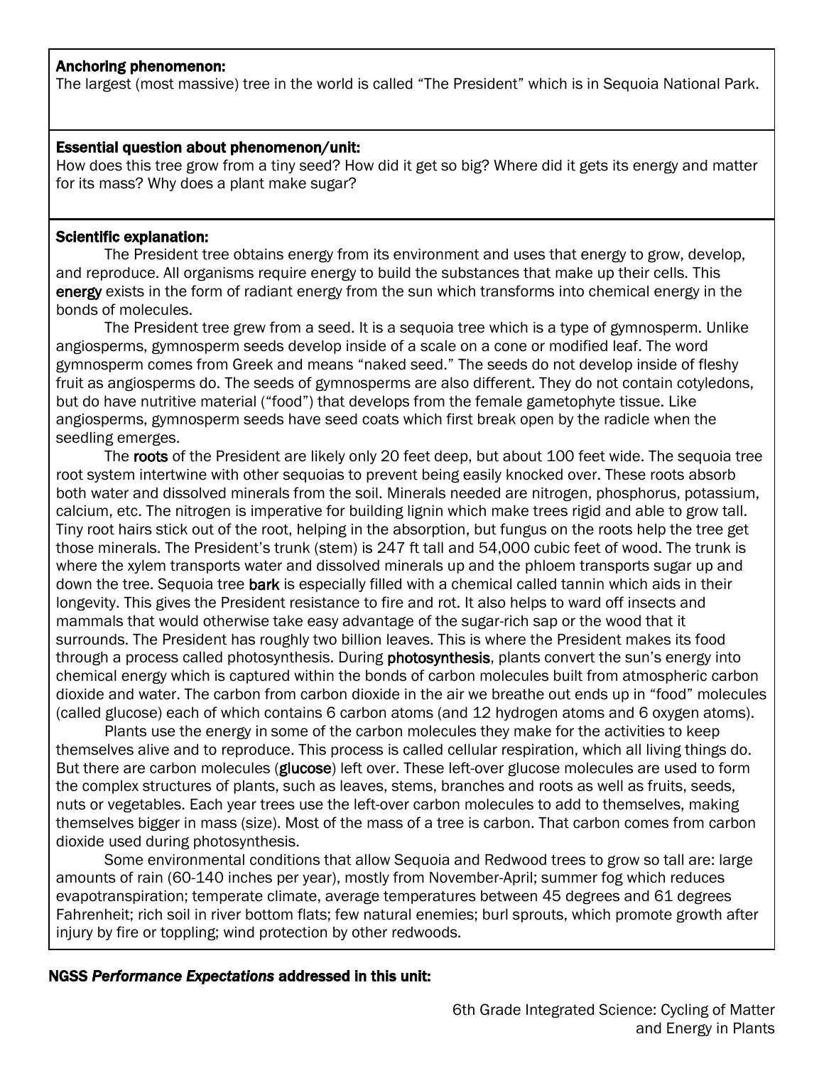**Anchoring phenomenon:**
The largest (most massive) tree in the world is called "The President" which is in Sequoia National Park.

**Essential question about phenomenon/unit:**
How does this tree grow from a tiny seed? How did it get so big? Where did it gets its energy and matter for its mass? Why does a plant make sugar?

**Scientific explanation:**

The President tree obtains energy from its environment and uses that energy to grow, develop, and reproduce. All organisms require energy to build the substances that make up their cells. This **energy** exists in the form of radiant energy from the sun which transforms into chemical energy in the bonds of molecules.

The President tree grew from a seed. It is a sequoia tree which is a type of gymnosperm. Unlike angiosperms, gymnosperm seeds develop inside of a scale on a cone or modified leaf. The word gymnosperm comes from Greek and means "naked seed." The seeds do not develop inside of fleshy fruit as angiosperms do. The seeds of gymnosperms are also different. They do not contain cotyledons, but do have nutritive material ("food") that develops from the female gametophyte tissue. Like angiosperms, gymnosperm seeds have seed coats which first break open by the radicle when the seedling emerges.

The **roots** of the President are likely only 20 feet deep, but about 100 feet wide. The sequoia tree root system intertwine with other sequoias to prevent being easily knocked over. These roots absorb both water and dissolved minerals from the soil. Minerals needed are nitrogen, phosphorus, potassium, calcium, etc. The nitrogen is imperative for building lignin which make trees rigid and able to grow tall. Tiny root hairs stick out of the root, helping in the absorption, but fungus on the roots help the tree get those minerals. The President's trunk (stem) is 247 ft tall and 54,000 cubic feet of wood. The trunk is where the xylem transports water and dissolved minerals up and the phloem transports sugar up and down the tree. Sequoia tree **bark** is especially filled with a chemical called tannin which aids in their longevity. This gives the President resistance to fire and rot. It also helps to ward off insects and mammals that would otherwise take easy advantage of the sugar-rich sap or the wood that it surrounds. The President has roughly two billion leaves. This is where the President makes its food through a process called photosynthesis. During **photosynthesis**, plants convert the sun's energy into chemical energy which is captured within the bonds of carbon molecules built from atmospheric carbon dioxide and water. The carbon from carbon dioxide in the air we breathe out ends up in "food" molecules (called glucose) each of which contains 6 carbon atoms (and 12 hydrogen atoms and 6 oxygen atoms).

Plants use the energy in some of the carbon molecules they make for the activities to keep themselves alive and to reproduce. This process is called cellular respiration, which all living things do. But there are carbon molecules (**glucose**) left over. These left-over glucose molecules are used to form the complex structures of plants, such as leaves, stems, branches and roots as well as fruits, seeds, nuts or vegetables. Each year trees use the left-over carbon molecules to add to themselves, making themselves bigger in mass (size). Most of the mass of a tree is carbon. That carbon comes from carbon dioxide used during photosynthesis.

Some environmental conditions that allow Sequoia and Redwood trees to grow so tall are: large amounts of rain (60-140 inches per year), mostly from November-April; summer fog which reduces evapotranspiration; temperate climate, average temperatures between 45 degrees and 61 degrees Fahrenheit; rich soil in river bottom flats; few natural enemies; burl sprouts, which promote growth after injury by fire or toppling; wind protection by other redwoods.

**NGSS *Performance Expectations* addressed in this unit:**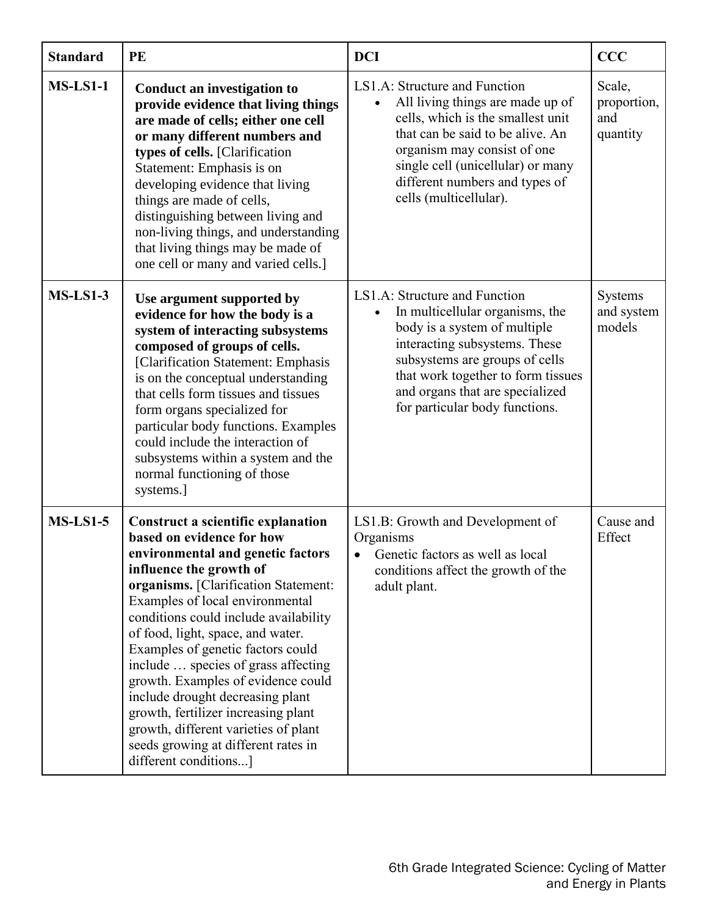| Standard | PE | DCI | CCC |
|---|---|---|---|
| **MS-LS1-1** | **Conduct an investigation to provide evidence that living things are made of cells; either one cell or many different numbers and types of cells.** [Clarification Statement: Emphasis is on developing evidence that living things are made of cells, distinguishing between living and non-living things, and understanding that living things may be made of one cell or many and varied cells.] | LS1.A: Structure and Function<br>• All living things are made up of cells, which is the smallest unit that can be said to be alive. An organism may consist of one single cell (unicellular) or many different numbers and types of cells (multicellular). | Scale, proportion, and quantity |
| **MS-LS1-3** | **Use argument supported by evidence for how the body is a system of interacting subsystems composed of groups of cells.** [Clarification Statement: Emphasis is on the conceptual understanding that cells form tissues and tissues form organs specialized for particular body functions. Examples could include the interaction of subsystems within a system and the normal functioning of those systems.] | LS1.A: Structure and Function<br>• In multicellular organisms, the body is a system of multiple interacting subsystems. These subsystems are groups of cells that work together to form tissues and organs that are specialized for particular body functions. | Systems and system models |
| **MS-LS1-5** | **Construct a scientific explanation based on evidence for how environmental and genetic factors influence the growth of organisms.** [Clarification Statement: Examples of local environmental conditions could include availability of food, light, space, and water. Examples of genetic factors could include … species of grass affecting growth. Examples of evidence could include drought decreasing plant growth, fertilizer increasing plant growth, different varieties of plant seeds growing at different rates in different conditions...] | LS1.B: Growth and Development of Organisms<br>• Genetic factors as well as local conditions affect the growth of the adult plant. | Cause and Effect |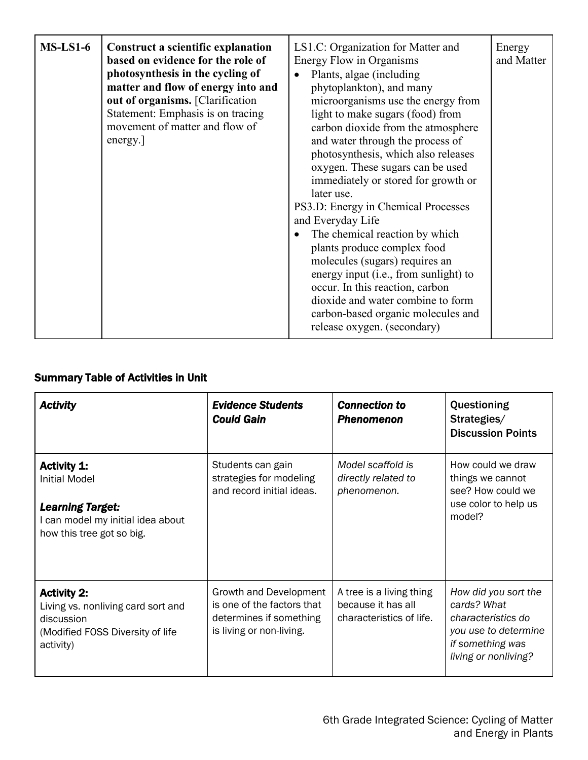| **MS-LS1-6** | **Construct a scientific explanation based on evidence for the role of photosynthesis in the cycling of matter and flow of energy into and out of organisms.** [Clarification Statement: Emphasis is on tracing movement of matter and flow of energy.] | LS1.C: Organization for Matter and Energy Flow in Organisms<br>• Plants, algae (including phytoplankton), and many microorganisms use the energy from light to make sugars (food) from carbon dioxide from the atmosphere and water through the process of photosynthesis, which also releases oxygen. These sugars can be used immediately or stored for growth or later use.<br>PS3.D: Energy in Chemical Processes and Everyday Life<br>• The chemical reaction by which plants produce complex food molecules (sugars) requires an energy input (i.e., from sunlight) to occur. In this reaction, carbon dioxide and water combine to form carbon-based organic molecules and release oxygen. (secondary) | Energy and Matter |
|---|---|---|---|

### Summary Table of Activities in Unit

| ***Activity*** | ***Evidence Students Could Gain*** | ***Connection to Phenomenon*** | **Questioning Strategies/ Discussion Points** |
|---|---|---|---|
| **Activity 1:**<br>Initial Model<br><br>***Learning Target:***<br>I can model my initial idea about how this tree got so big. | Students can gain strategies for modeling and record initial ideas. | *Model scaffold is directly related to phenomenon.* | How could we draw things we cannot see? How could we use color to help us model? |
| **Activity 2:**<br>Living vs. nonliving card sort and discussion<br>(Modified FOSS Diversity of life activity) | Growth and Development is one of the factors that determines if something is living or non-living. | A tree is a living thing because it has all characteristics of life. | *How did you sort the cards? What characteristics do you use to determine if something was living or nonliving?* |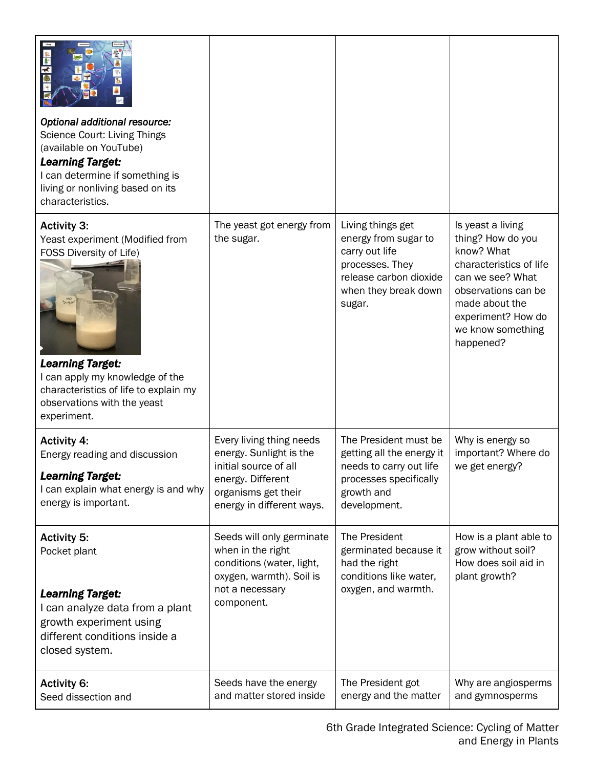| | | | |
|---|---|---|---|
| *Optional additional resource:* Science Court: Living Things (available on YouTube) ***Learning Target:*** I can determine if something is living or nonliving based on its characteristics. | | | |
| **Activity 3:** Yeast experiment (Modified from FOSS Diversity of Life) ***Learning Target:*** I can apply my knowledge of the characteristics of life to explain my observations with the yeast experiment. | The yeast got energy from the sugar. | Living things get energy from sugar to carry out life processes. They release carbon dioxide when they break down sugar. | Is yeast a living thing? How do you know? What characteristics of life can we see? What observations can be made about the experiment? How do we know something happened? |
| **Activity 4:** Energy reading and discussion ***Learning Target:*** I can explain what energy is and why energy is important. | Every living thing needs energy. Sunlight is the initial source of all energy. Different organisms get their energy in different ways. | The President must be getting all the energy it needs to carry out life processes specifically growth and development. | Why is energy so important? Where do we get energy? |
| **Activity 5:** Pocket plant ***Learning Target:*** I can analyze data from a plant growth experiment using different conditions inside a closed system. | Seeds will only germinate when in the right conditions (water, light, oxygen, warmth). Soil is not a necessary component. | The President germinated because it had the right conditions like water, oxygen, and warmth. | How is a plant able to grow without soil? How does soil aid in plant growth? |
| **Activity 6:** Seed dissection and | Seeds have the energy and matter stored inside | The President got energy and the matter | Why are angiosperms and gymnosperms |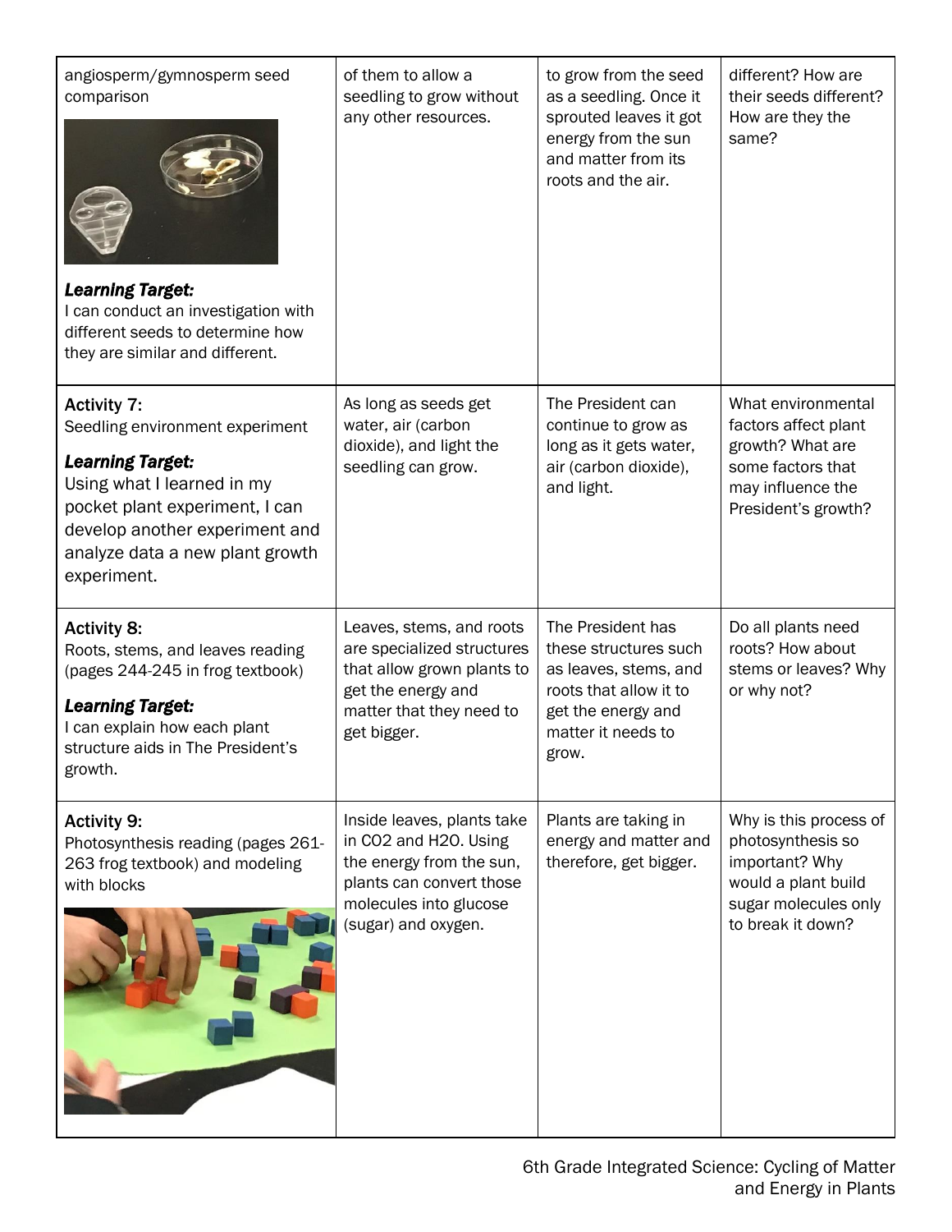| | | | |
|---|---|---|---|
| angiosperm/gymnosperm seed comparison<br><br>***Learning Target:***<br>I can conduct an investigation with different seeds to determine how they are similar and different. | of them to allow a seedling to grow without any other resources. | to grow from the seed as a seedling. Once it sprouted leaves it got energy from the sun and matter from its roots and the air. | different? How are their seeds different? How are they the same? |
| **Activity 7:**<br>Seedling environment experiment<br><br>***Learning Target:***<br>Using what I learned in my pocket plant experiment, I can develop another experiment and analyze data a new plant growth experiment. | As long as seeds get water, air (carbon dioxide), and light the seedling can grow. | The President can continue to grow as long as it gets water, air (carbon dioxide), and light. | What environmental factors affect plant growth? What are some factors that may influence the President's growth? |
| **Activity 8:**<br>Roots, stems, and leaves reading (pages 244-245 in frog textbook)<br><br>***Learning Target:***<br>I can explain how each plant structure aids in The President's growth. | Leaves, stems, and roots are specialized structures that allow grown plants to get the energy and matter that they need to get bigger. | The President has these structures such as leaves, stems, and roots that allow it to get the energy and matter it needs to grow. | Do all plants need roots? How about stems or leaves? Why or why not? |
| **Activity 9:**<br>Photosynthesis reading (pages 261-263 frog textbook) and modeling with blocks | Inside leaves, plants take in $CO_2$ and $H_2O$. Using the energy from the sun, plants can convert those molecules into glucose (sugar) and oxygen. | Plants are taking in energy and matter and therefore, get bigger. | Why is this process of photosynthesis so important? Why would a plant build sugar molecules only to break it down? |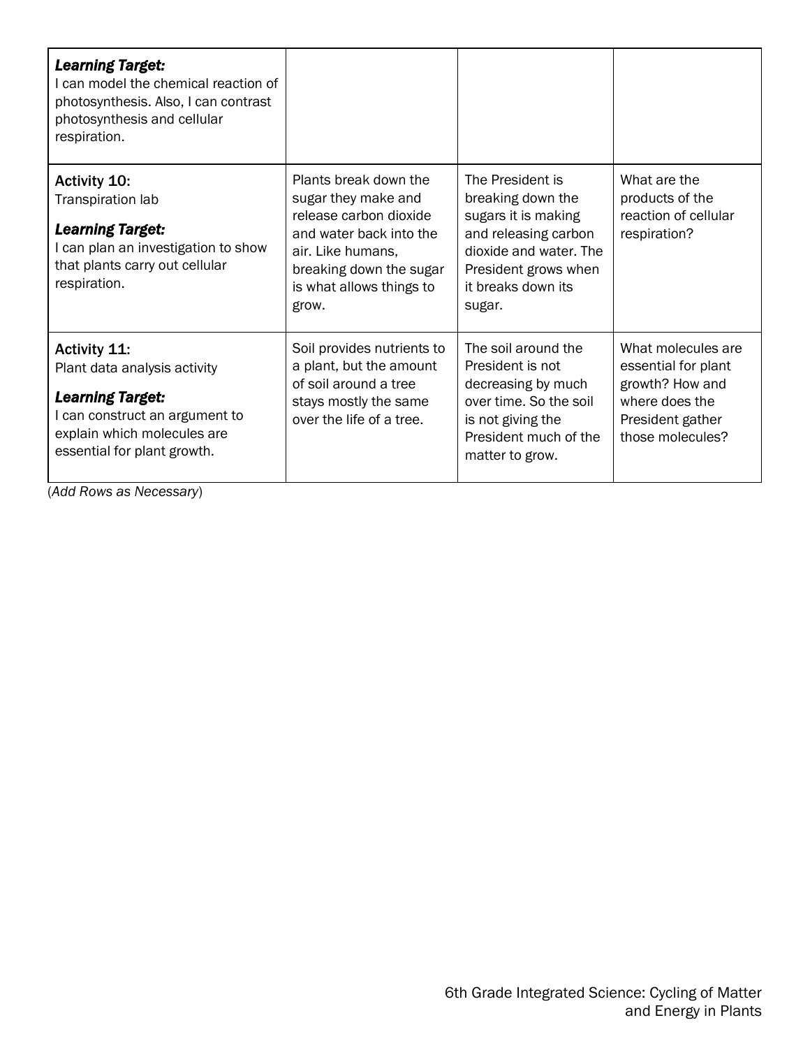| | | | |
|---|---|---|---|
| ***Learning Target:***<br>I can model the chemical reaction of photosynthesis. Also, I can contrast photosynthesis and cellular respiration. | | | |
| **Activity 10:**<br>Transpiration lab<br><br>***Learning Target:***<br>I can plan an investigation to show that plants carry out cellular respiration. | Plants break down the sugar they make and release carbon dioxide and water back into the air. Like humans, breaking down the sugar is what allows things to grow. | The President is breaking down the sugars it is making and releasing carbon dioxide and water. The President grows when it breaks down its sugar. | What are the products of the reaction of cellular respiration? |
| **Activity 11:**<br>Plant data analysis activity<br><br>***Learning Target:***<br>I can construct an argument to explain which molecules are essential for plant growth. | Soil provides nutrients to a plant, but the amount of soil around a tree stays mostly the same over the life of a tree. | The soil around the President is not decreasing by much over time. So the soil is not giving the President much of the matter to grow. | What molecules are essential for plant growth? How and where does the President gather those molecules? |

(*Add Rows as Necessary*)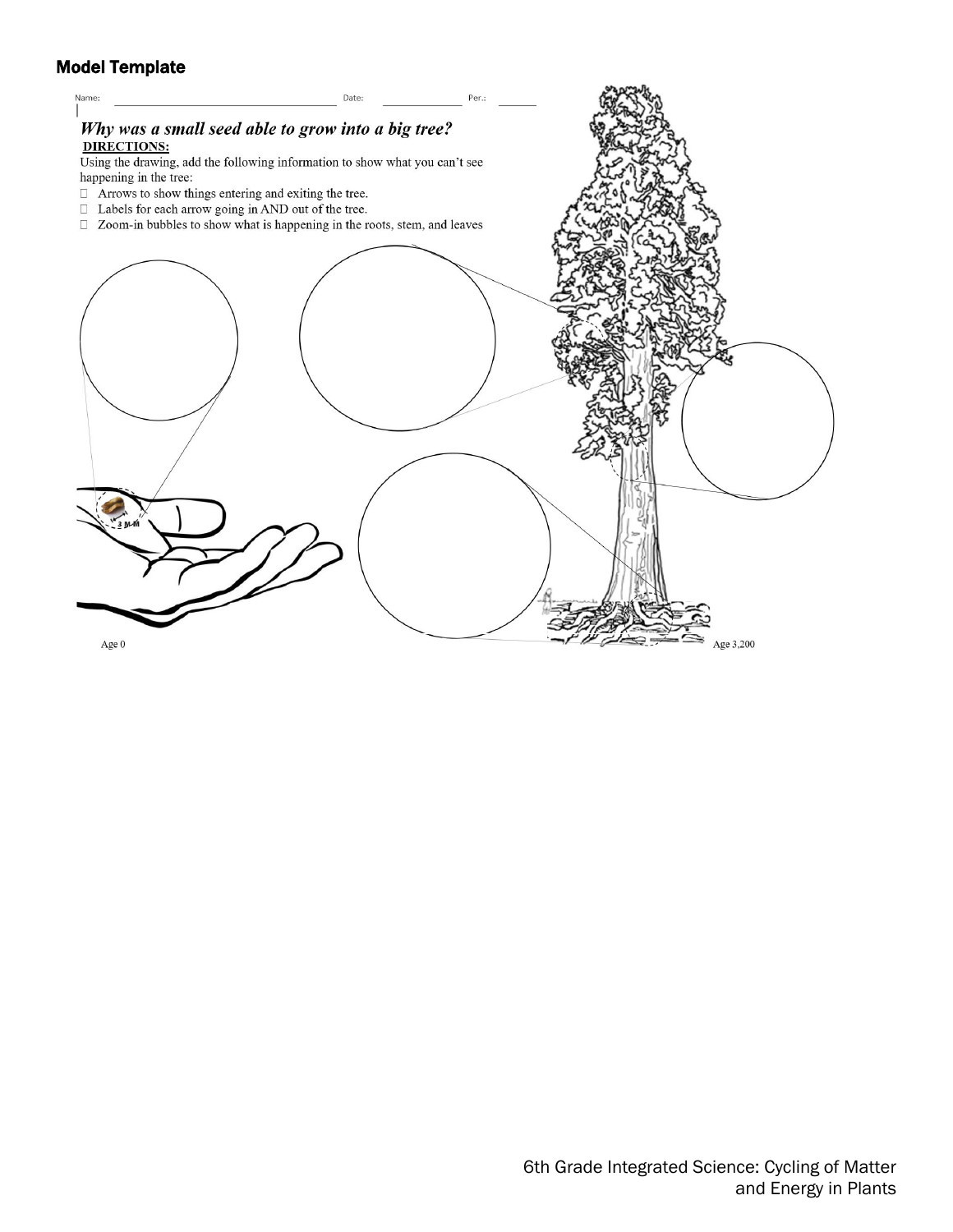## Model Template

Name: ______________________________ Date: ____________ Per.: ______

*Why was a small seed able to grow into a big tree?*

**DIRECTIONS:**

Using the drawing, add the following information to show what you can't see happening in the tree:

- Arrows to show things entering and exiting the tree.
- Labels for each arrow going in AND out of the tree.
- Zoom-in bubbles to show what is happening in the roots, stem, and leaves

3 MM

Age 0

Age 3,200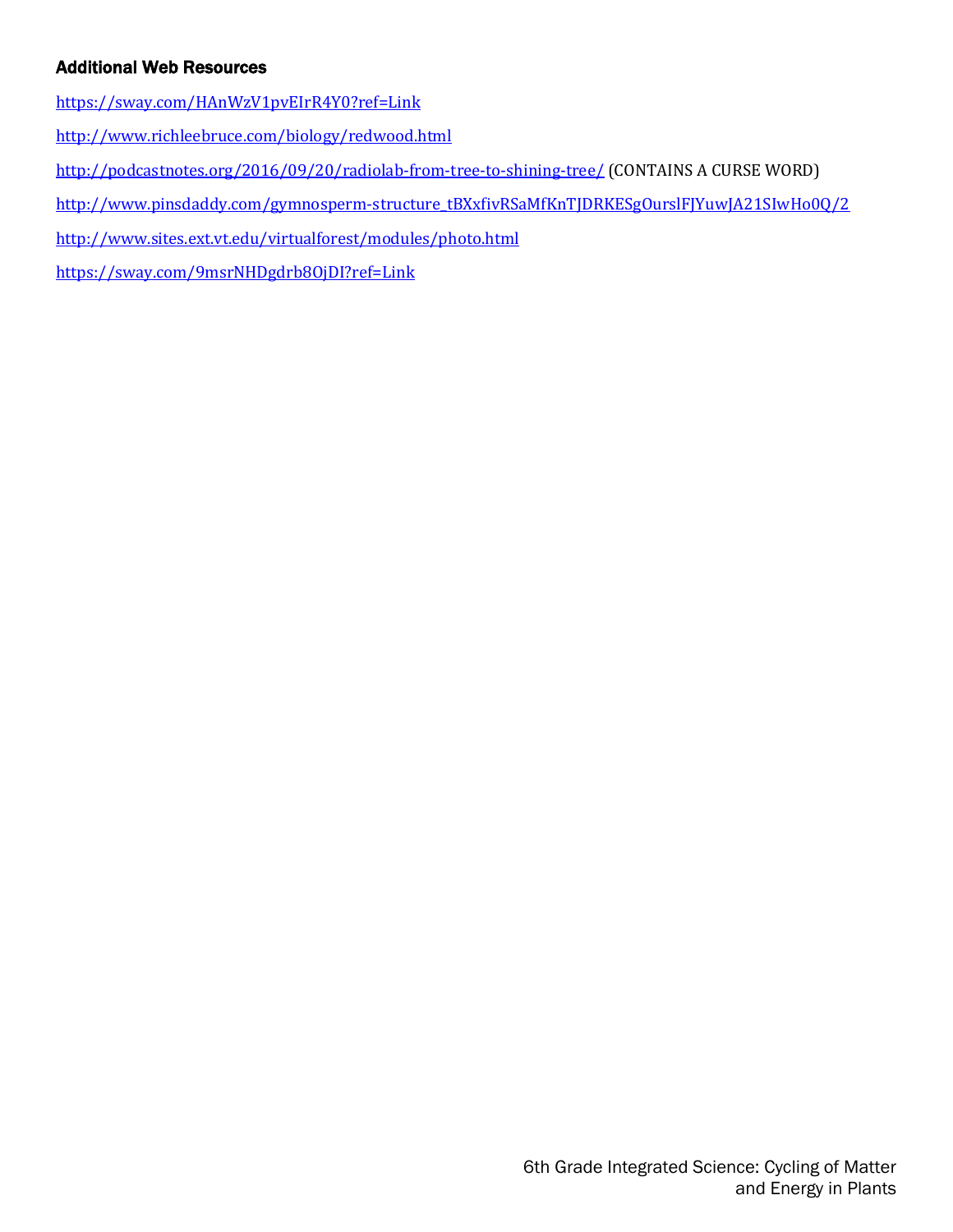#### Additional Web Resources

https://sway.com/HAnWzV1pvEIrR4Y0?ref=Link

http://www.richleebruce.com/biology/redwood.html

http://podcastnotes.org/2016/09/20/radiolab-from-tree-to-shining-tree/ (CONTAINS A CURSE WORD)

http://www.pinsdaddy.com/gymnosperm-structure_tBXxfivRSaMfKnTJDRKESgOurslFJYuwJA21SIwHo0Q/2

http://www.sites.ext.vt.edu/virtualforest/modules/photo.html

https://sway.com/9msrNHDgdrb8OjDI?ref=Link